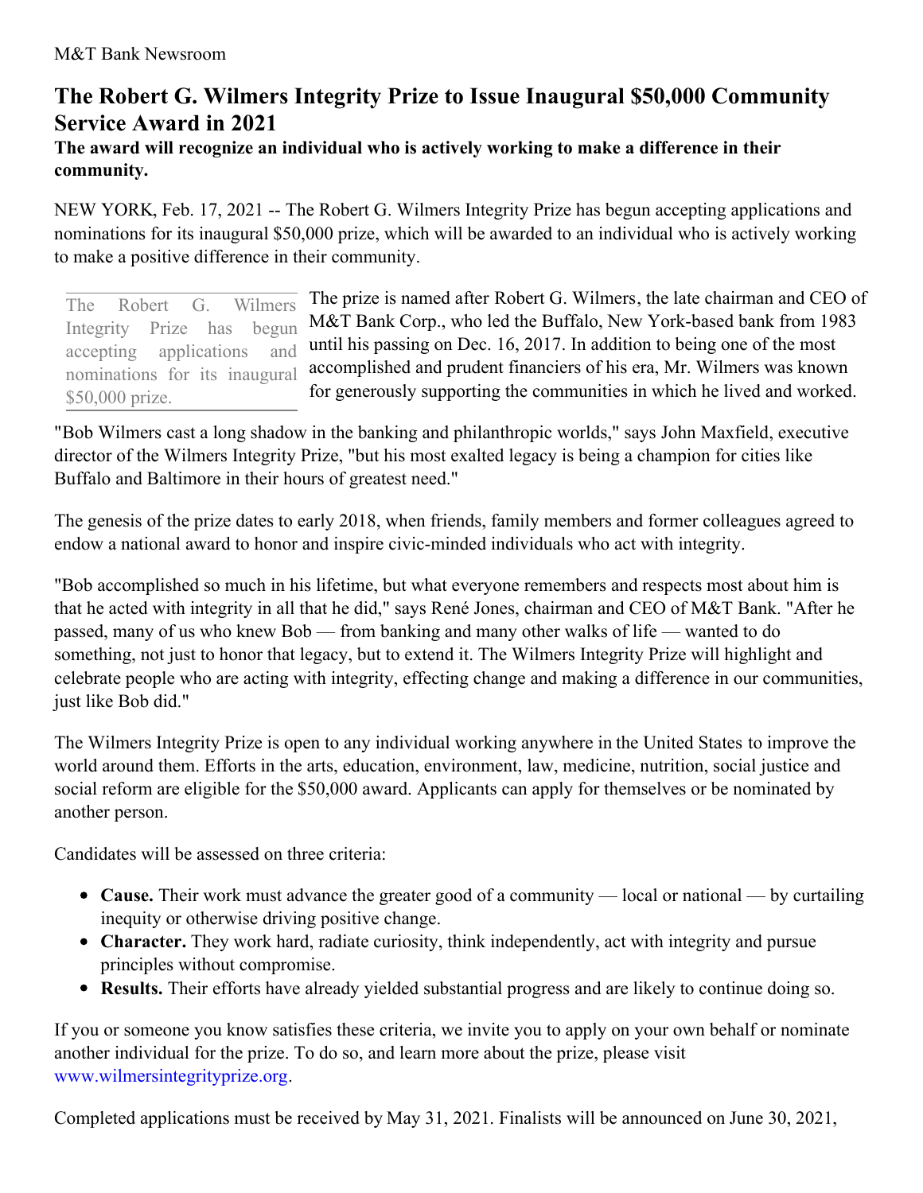M&T Bank Newsroom

# The Robert G. Wilmers Integrity Prize to Issue Inaugural $50,000 Community Service Award in 2021

**The award will recognize an individual who is actively working to make a difference in their community.**

NEW YORK, Feb. 17, 2021 -- The Robert G. Wilmers Integrity Prize has begun accepting applications and nominations for its inaugural $50,000 prize, which will be awarded to an individual who is actively working to make a positive difference in their community.

The Robert G. Wilmers Integrity Prize has begun accepting applications and nominations for its inaugural $50,000 prize.

The prize is named after Robert G. Wilmers, the late chairman and CEO of M&T Bank Corp., who led the Buffalo, New York-based bank from 1983 until his passing on Dec. 16, 2017. In addition to being one of the most accomplished and prudent financiers of his era, Mr. Wilmers was known for generously supporting the communities in which he lived and worked.

"Bob Wilmers cast a long shadow in the banking and philanthropic worlds," says John Maxfield, executive director of the Wilmers Integrity Prize, "but his most exalted legacy is being a champion for cities like Buffalo and Baltimore in their hours of greatest need."

The genesis of the prize dates to early 2018, when friends, family members and former colleagues agreed to endow a national award to honor and inspire civic-minded individuals who act with integrity.

"Bob accomplished so much in his lifetime, but what everyone remembers and respects most about him is that he acted with integrity in all that he did," says René Jones, chairman and CEO of M&T Bank. "After he passed, many of us who knew Bob — from banking and many other walks of life — wanted to do something, not just to honor that legacy, but to extend it. The Wilmers Integrity Prize will highlight and celebrate people who are acting with integrity, effecting change and making a difference in our communities, just like Bob did."

The Wilmers Integrity Prize is open to any individual working anywhere in the United States to improve the world around them. Efforts in the arts, education, environment, law, medicine, nutrition, social justice and social reform are eligible for the $50,000 award. Applicants can apply for themselves or be nominated by another person.

Candidates will be assessed on three criteria:

- **Cause.** Their work must advance the greater good of a community — local or national — by curtailing inequity or otherwise driving positive change.
- **Character.** They work hard, radiate curiosity, think independently, act with integrity and pursue principles without compromise.
- **Results.** Their efforts have already yielded substantial progress and are likely to continue doing so.

If you or someone you know satisfies these criteria, we invite you to apply on your own behalf or nominate another individual for the prize. To do so, and learn more about the prize, please visit www.wilmersintegrityprize.org.

Completed applications must be received by May 31, 2021. Finalists will be announced on June 30, 2021,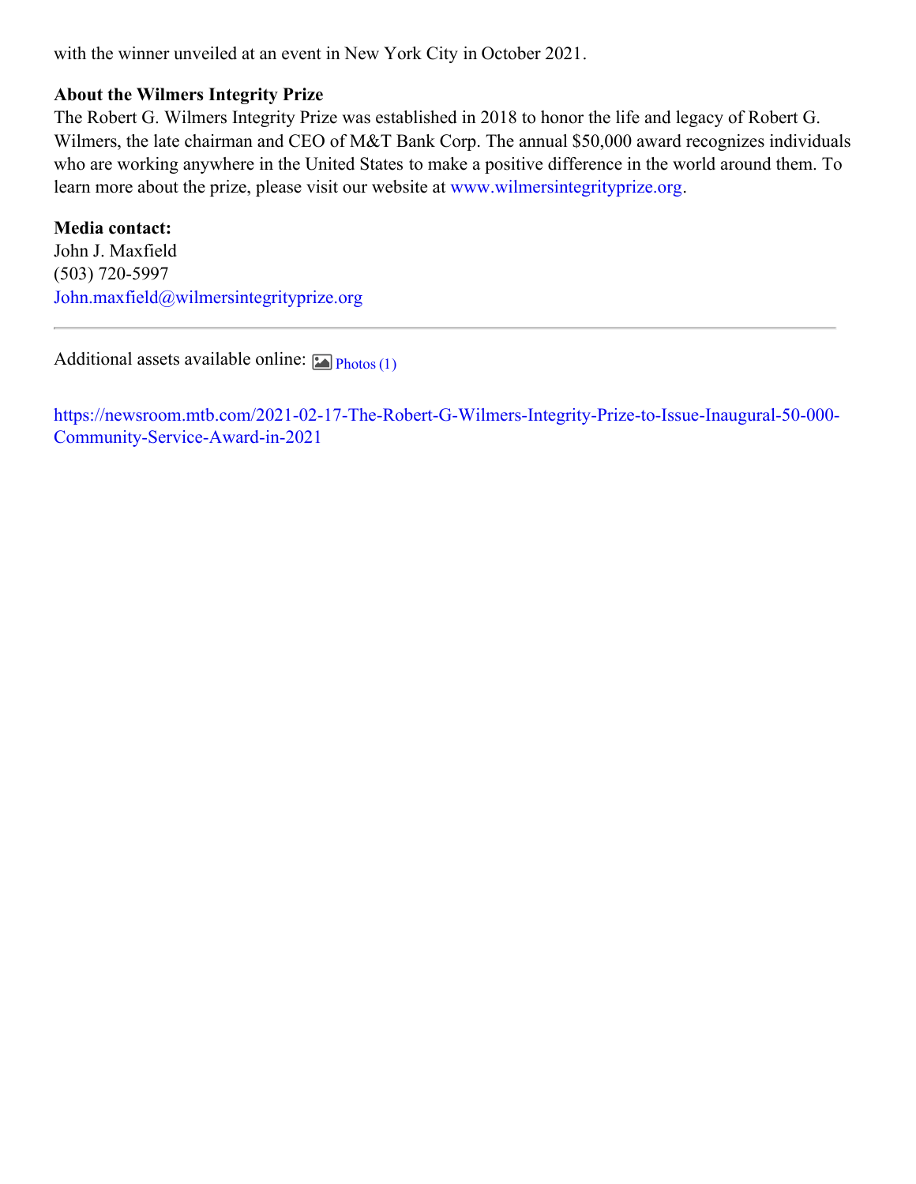with the winner unveiled at an event in New York City in October 2021.

**About the Wilmers Integrity Prize**

The Robert G. Wilmers Integrity Prize was established in 2018 to honor the life and legacy of Robert G. Wilmers, the late chairman and CEO of M&T Bank Corp. The annual $50,000 award recognizes individuals who are working anywhere in the United States to make a positive difference in the world around them. To learn more about the prize, please visit our website at www.wilmersintegrityprize.org.

**Media contact:**
John J. Maxfield
(503) 720-5997
John.maxfield@wilmersintegrityprize.org

---

Additional assets available online: Photos (1)

https://newsroom.mtb.com/2021-02-17-The-Robert-G-Wilmers-Integrity-Prize-to-Issue-Inaugural-50-000-Community-Service-Award-in-2021